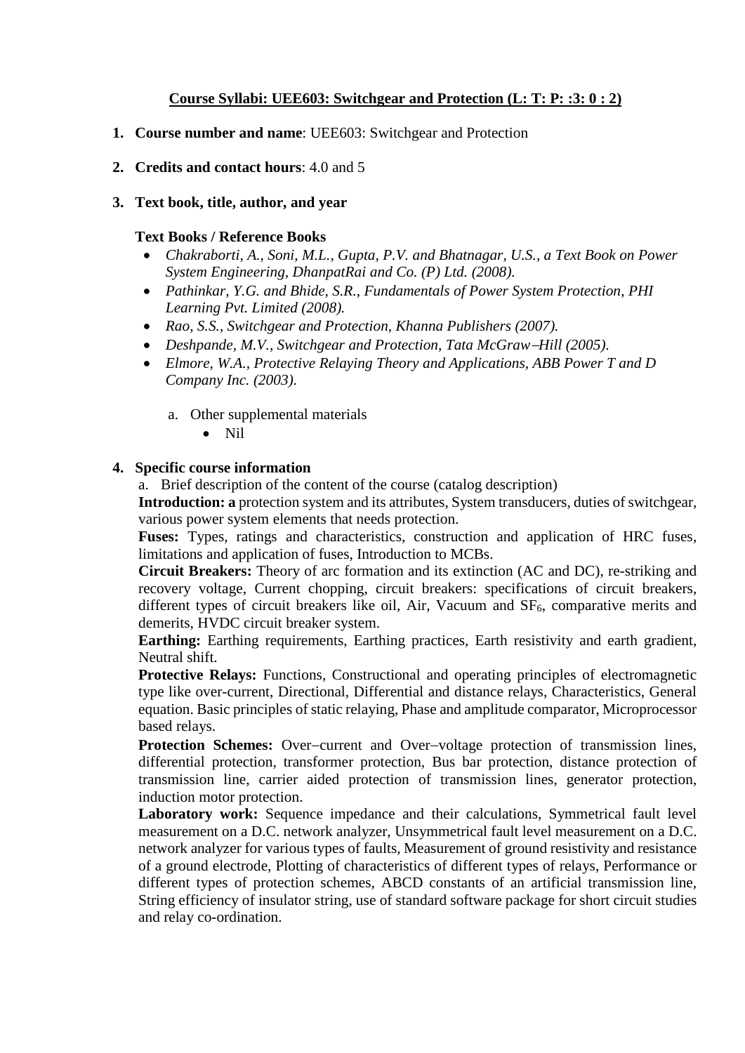## Course Syllabi: UEE603: Switchgear and Protection (L: T: P: :3: 0 : 2)

1. **Course number and name**: UEE603: Switchgear and Protection

2. **Credits and contact hours**: 4.0 and 5

3. **Text book, title, author, and year**

   **Text Books / Reference Books**
   - *Chakraborti, A., Soni, M.L., Gupta, P.V. and Bhatnagar, U.S., a Text Book on Power System Engineering, DhanpatRai and Co. (P) Ltd. (2008).*
   - *Pathinkar, Y.G. and Bhide, S.R., Fundamentals of Power System Protection, PHI Learning Pvt. Limited (2008).*
   - *Rao, S.S., Switchgear and Protection, Khanna Publishers (2007).*
   - *Deshpande, M.V., Switchgear and Protection, Tata McGraw–Hill (2005).*
   - *Elmore, W.A., Protective Relaying Theory and Applications, ABB Power T and D Company Inc. (2003).*

   a. Other supplemental materials
      - Nil

4. **Specific course information**

   a. Brief description of the content of the course (catalog description)

   **Introduction: a** protection system and its attributes, System transducers, duties of switchgear, various power system elements that needs protection.

   **Fuses:** Types, ratings and characteristics, construction and application of HRC fuses, limitations and application of fuses, Introduction to MCBs.

   **Circuit Breakers:** Theory of arc formation and its extinction (AC and DC), re-striking and recovery voltage, Current chopping, circuit breakers: specifications of circuit breakers, different types of circuit breakers like oil, Air, Vacuum and $SF_6$, comparative merits and demerits, HVDC circuit breaker system.

   **Earthing:** Earthing requirements, Earthing practices, Earth resistivity and earth gradient, Neutral shift.

   **Protective Relays:** Functions, Constructional and operating principles of electromagnetic type like over-current, Directional, Differential and distance relays, Characteristics, General equation. Basic principles of static relaying, Phase and amplitude comparator, Microprocessor based relays.

   **Protection Schemes:** Over–current and Over–voltage protection of transmission lines, differential protection, transformer protection, Bus bar protection, distance protection of transmission line, carrier aided protection of transmission lines, generator protection, induction motor protection.

   **Laboratory work:** Sequence impedance and their calculations, Symmetrical fault level measurement on a D.C. network analyzer, Unsymmetrical fault level measurement on a D.C. network analyzer for various types of faults, Measurement of ground resistivity and resistance of a ground electrode, Plotting of characteristics of different types of relays, Performance or different types of protection schemes, ABCD constants of an artificial transmission line, String efficiency of insulator string, use of standard software package for short circuit studies and relay co-ordination.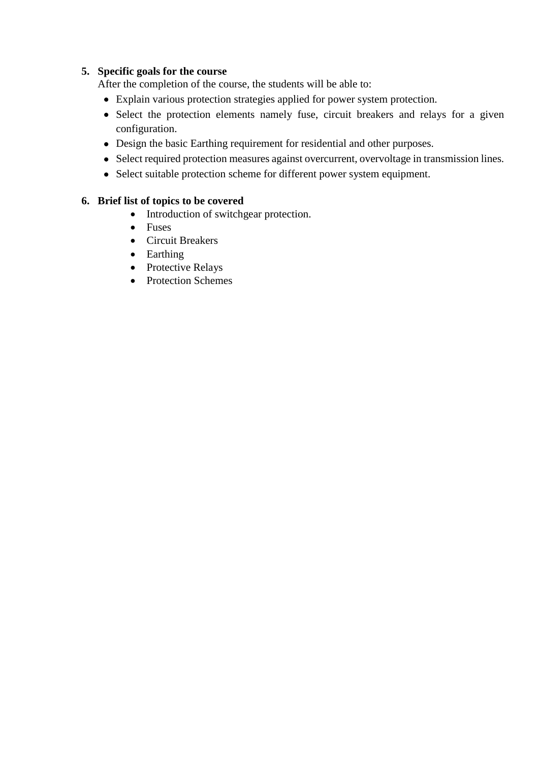5. **Specific goals for the course**

   After the completion of the course, the students will be able to:

   - Explain various protection strategies applied for power system protection.
   - Select the protection elements namely fuse, circuit breakers and relays for a given configuration.
   - Design the basic Earthing requirement for residential and other purposes.
   - Select required protection measures against overcurrent, overvoltage in transmission lines.
   - Select suitable protection scheme for different power system equipment.

6. **Brief list of topics to be covered**

   - Introduction of switchgear protection.
   - Fuses
   - Circuit Breakers
   - Earthing
   - Protective Relays
   - Protection Schemes